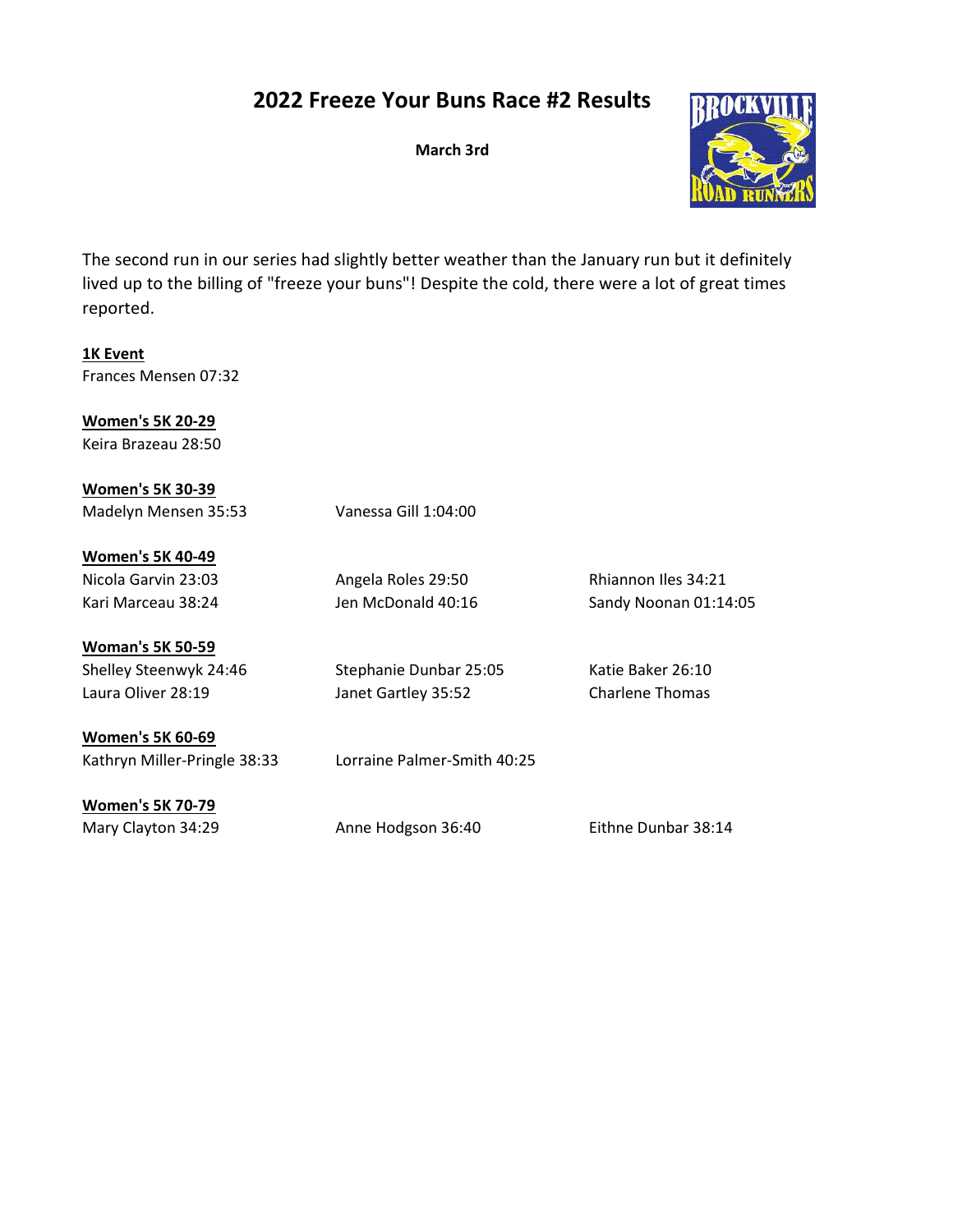# 2022 Freeze Your Buns Race #2 Results

**March 3rd**

The second run in our series had slightly better weather than the January run but it definitely lived up to the billing of "freeze your buns"! Despite the cold, there were a lot of great times reported.

**1K Event**

Frances Mensen 07:32

**Women's 5K 20-29**

Keira Brazeau 28:50

**Women's 5K 30-39**

Madelyn Mensen 35:53

Vanessa Gill 1:04:00

**Women's 5K 40-49**

Nicola Garvin 23:03

Angela Roles 29:50

Rhiannon Iles 34:21

Kari Marceau 38:24

Jen McDonald 40:16

Sandy Noonan 01:14:05

**Woman's 5K 50-59**

Shelley Steenwyk 24:46

Stephanie Dunbar 25:05

Katie Baker 26:10

Laura Oliver 28:19

Janet Gartley 35:52

Charlene Thomas

**Women's 5K 60-69**

Kathryn Miller-Pringle 38:33

Lorraine Palmer-Smith 40:25

**Women's 5K 70-79**

Mary Clayton 34:29

Anne Hodgson 36:40

Eithne Dunbar 38:14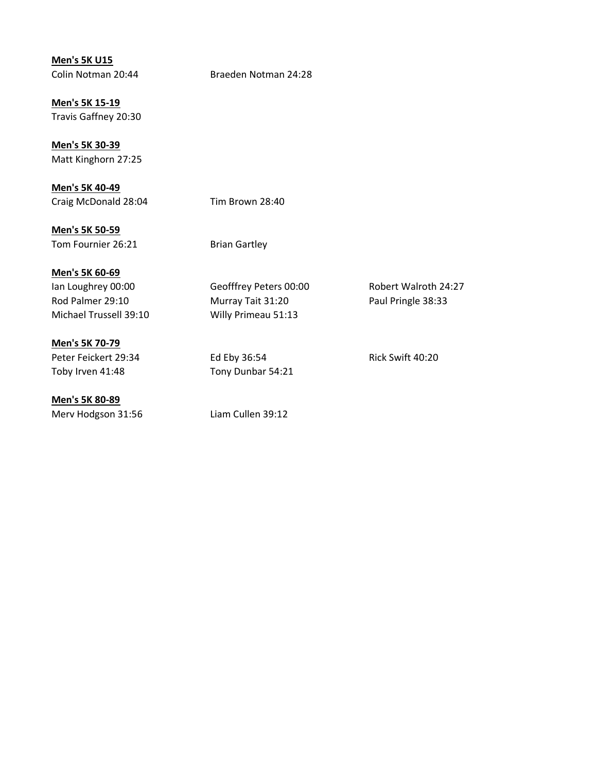**Men's 5K U15**

Colin Notman 20:44
Braeden Notman 24:28

**Men's 5K 15-19**

Travis Gaffney 20:30

**Men's 5K 30-39**

Matt Kinghorn 27:25

**Men's 5K 40-49**

Craig McDonald 28:04
Tim Brown 28:40

**Men's 5K 50-59**

Tom Fournier 26:21
Brian Gartley

**Men's 5K 60-69**

Ian Loughrey 00:00
Geofffrey Peters 00:00
Robert Walroth 24:27
Rod Palmer 29:10
Murray Tait 31:20
Paul Pringle 38:33
Michael Trussell 39:10
Willy Primeau 51:13

**Men's 5K 70-79**

Peter Feickert 29:34
Ed Eby 36:54
Rick Swift 40:20
Toby Irven 41:48
Tony Dunbar 54:21

**Men's 5K 80-89**

Merv Hodgson 31:56
Liam Cullen 39:12